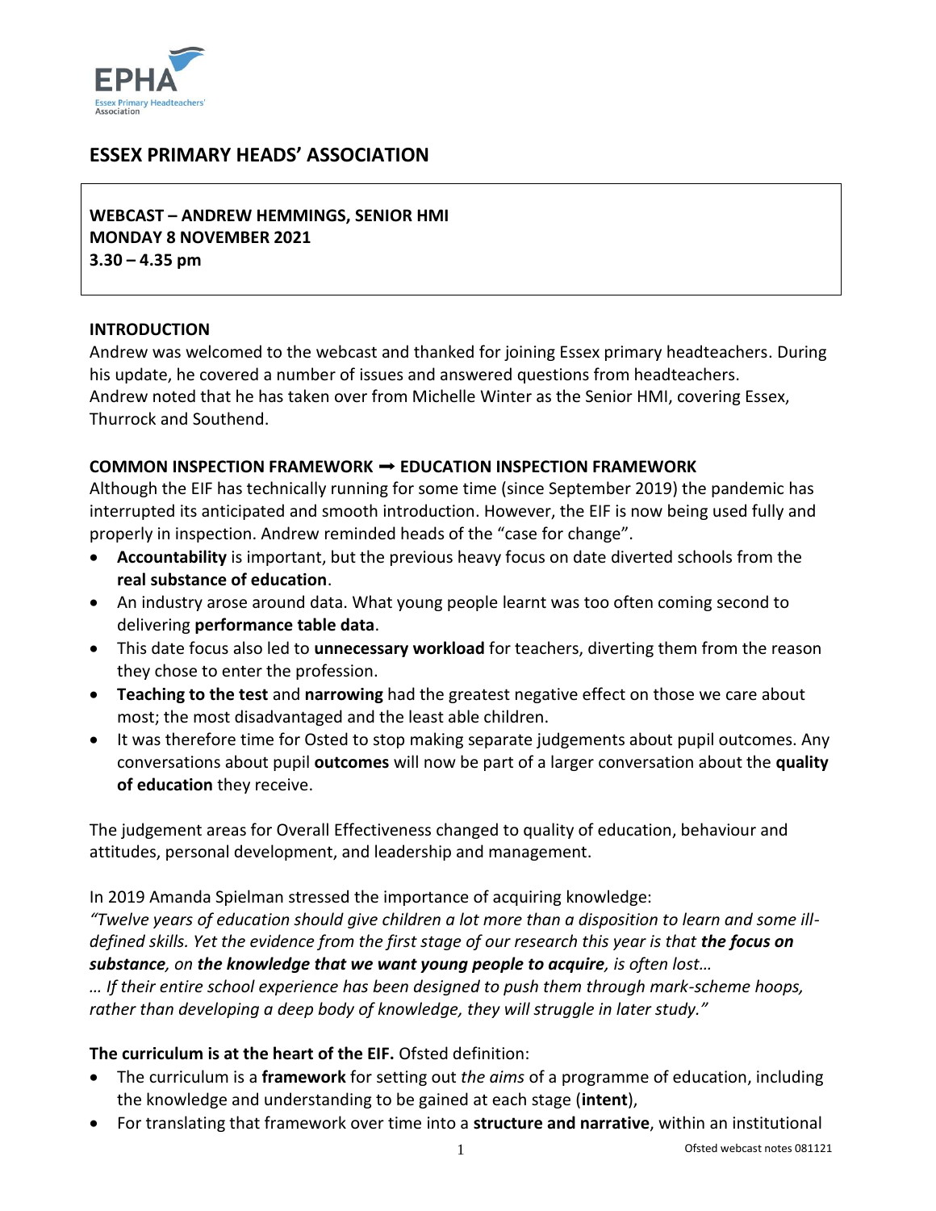# ESSEX PRIMARY HEADS' ASSOCIATION

**WEBCAST – ANDREW HEMMINGS, SENIOR HMI**
**MONDAY 8 NOVEMBER 2021**
**3.30 – 4.35 pm**

## INTRODUCTION

Andrew was welcomed to the webcast and thanked for joining Essex primary headteachers. During his update, he covered a number of issues and answered questions from headteachers.
Andrew noted that he has taken over from Michelle Winter as the Senior HMI, covering Essex, Thurrock and Southend.

## COMMON INSPECTION FRAMEWORK ➡ EDUCATION INSPECTION FRAMEWORK

Although the EIF has technically running for some time (since September 2019) the pandemic has interrupted its anticipated and smooth introduction. However, the EIF is now being used fully and properly in inspection. Andrew reminded heads of the "case for change".

- **Accountability** is important, but the previous heavy focus on date diverted schools from the **real substance of education**.
- An industry arose around data. What young people learnt was too often coming second to delivering **performance table data**.
- This date focus also led to **unnecessary workload** for teachers, diverting them from the reason they chose to enter the profession.
- **Teaching to the test** and **narrowing** had the greatest negative effect on those we care about most; the most disadvantaged and the least able children.
- It was therefore time for Osted to stop making separate judgements about pupil outcomes. Any conversations about pupil **outcomes** will now be part of a larger conversation about the **quality of education** they receive.

The judgement areas for Overall Effectiveness changed to quality of education, behaviour and attitudes, personal development, and leadership and management.

In 2019 Amanda Spielman stressed the importance of acquiring knowledge:
*"Twelve years of education should give children a lot more than a disposition to learn and some ill-defined skills. Yet the evidence from the first stage of our research this year is that **the focus on substance**, on **the knowledge that we want young people to acquire**, is often lost…*
*… If their entire school experience has been designed to push them through mark-scheme hoops, rather than developing a deep body of knowledge, they will struggle in later study."*

**The curriculum is at the heart of the EIF.** Ofsted definition:

- The curriculum is a **framework** for setting out *the aims* of a programme of education, including the knowledge and understanding to be gained at each stage (**intent**),
- For translating that framework over time into a **structure and narrative**, within an institutional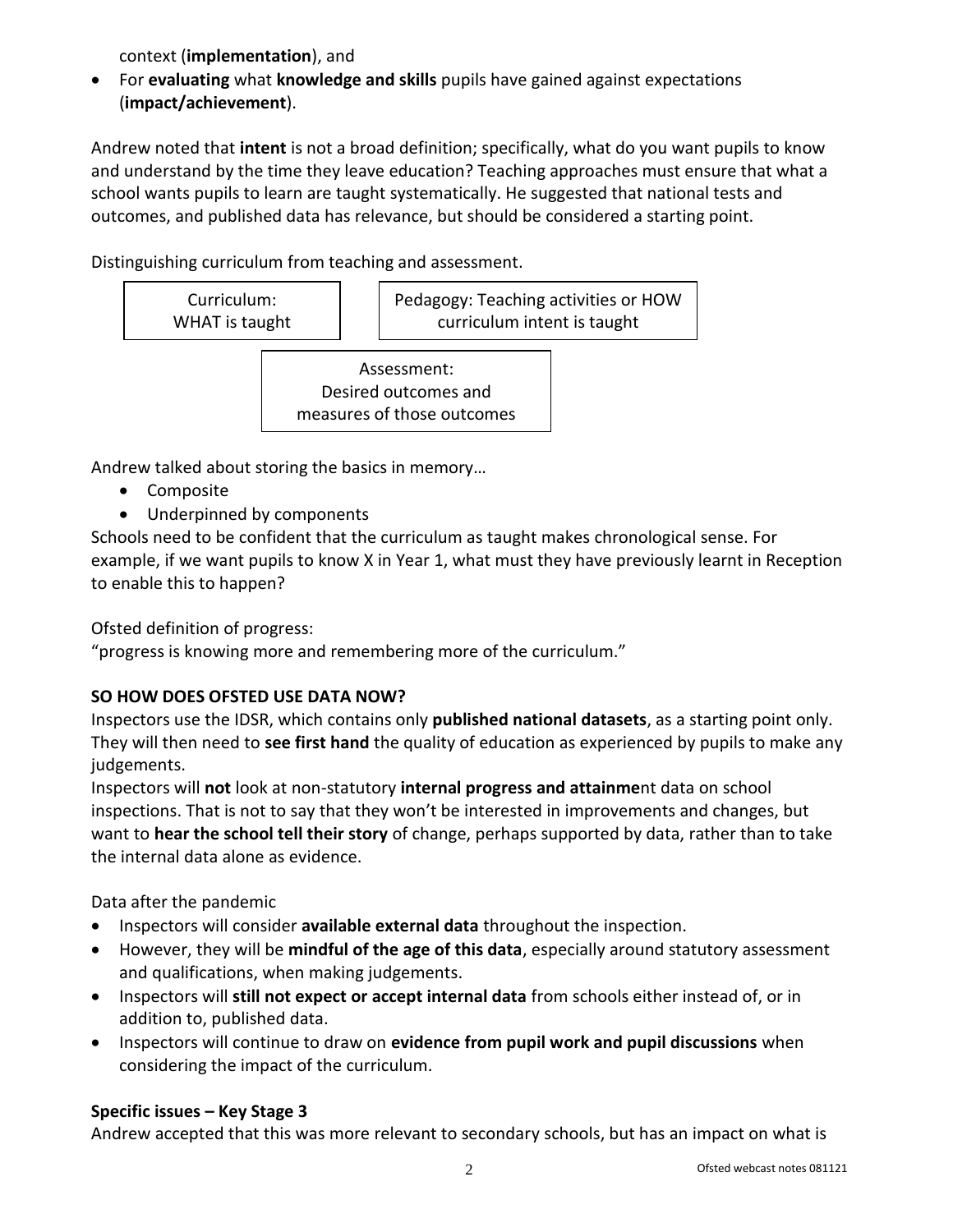context (**implementation**), and

- For **evaluating** what **knowledge and skills** pupils have gained against expectations (**impact/achievement**).

Andrew noted that **intent** is not a broad definition; specifically, what do you want pupils to know and understand by the time they leave education? Teaching approaches must ensure that what a school wants pupils to learn are taught systematically. He suggested that national tests and outcomes, and published data has relevance, but should be considered a starting point.

Distinguishing curriculum from teaching and assessment.

Curriculum: WHAT is taught

Pedagogy: Teaching activities or HOW curriculum intent is taught

Assessment: Desired outcomes and measures of those outcomes

Andrew talked about storing the basics in memory…

- Composite
- Underpinned by components

Schools need to be confident that the curriculum as taught makes chronological sense. For example, if we want pupils to know X in Year 1, what must they have previously learnt in Reception to enable this to happen?

Ofsted definition of progress:
"progress is knowing more and remembering more of the curriculum."

**SO HOW DOES OFSTED USE DATA NOW?**

Inspectors use the IDSR, which contains only **published national datasets**, as a starting point only. They will then need to **see first hand** the quality of education as experienced by pupils to make any judgements.

Inspectors will **not** look at non-statutory **internal progress and attainme**nt data on school inspections. That is not to say that they won't be interested in improvements and changes, but want to **hear the school tell their story** of change, perhaps supported by data, rather than to take the internal data alone as evidence.

Data after the pandemic

- Inspectors will consider **available external data** throughout the inspection.
- However, they will be **mindful of the age of this data**, especially around statutory assessment and qualifications, when making judgements.
- Inspectors will **still not expect or accept internal data** from schools either instead of, or in addition to, published data.
- Inspectors will continue to draw on **evidence from pupil work and pupil discussions** when considering the impact of the curriculum.

**Specific issues – Key Stage 3**

Andrew accepted that this was more relevant to secondary schools, but has an impact on what is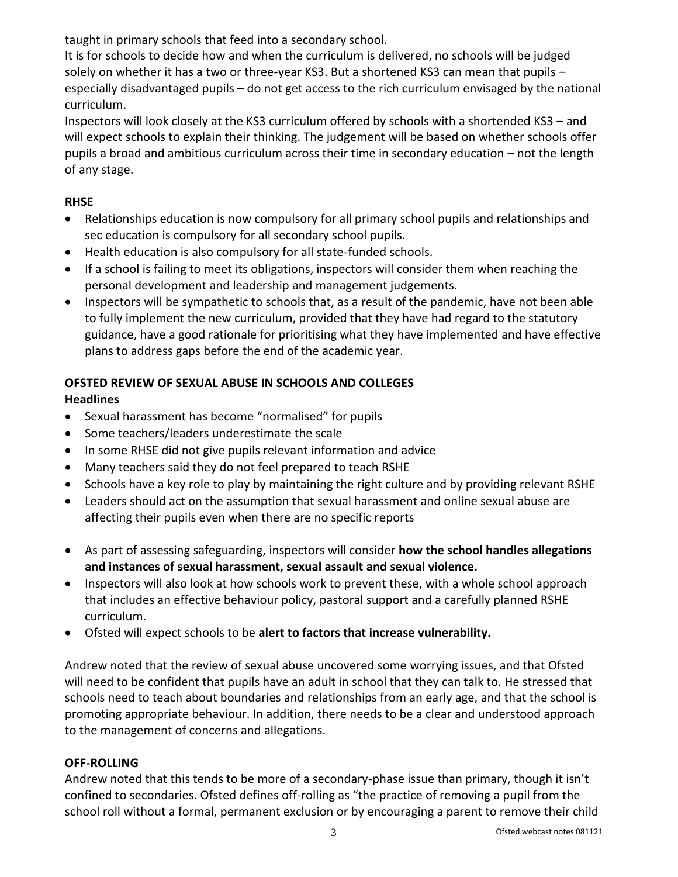taught in primary schools that feed into a secondary school.

It is for schools to decide how and when the curriculum is delivered, no schools will be judged solely on whether it has a two or three-year KS3. But a shortened KS3 can mean that pupils – especially disadvantaged pupils – do not get access to the rich curriculum envisaged by the national curriculum.

Inspectors will look closely at the KS3 curriculum offered by schools with a shortended KS3 – and will expect schools to explain their thinking. The judgement will be based on whether schools offer pupils a broad and ambitious curriculum across their time in secondary education – not the length of any stage.

**RHSE**

- Relationships education is now compulsory for all primary school pupils and relationships and sec education is compulsory for all secondary school pupils.
- Health education is also compulsory for all state-funded schools.
- If a school is failing to meet its obligations, inspectors will consider them when reaching the personal development and leadership and management judgements.
- Inspectors will be sympathetic to schools that, as a result of the pandemic, have not been able to fully implement the new curriculum, provided that they have had regard to the statutory guidance, have a good rationale for prioritising what they have implemented and have effective plans to address gaps before the end of the academic year.

**OFSTED REVIEW OF SEXUAL ABUSE IN SCHOOLS AND COLLEGES**

**Headlines**

- Sexual harassment has become "normalised" for pupils
- Some teachers/leaders underestimate the scale
- In some RHSE did not give pupils relevant information and advice
- Many teachers said they do not feel prepared to teach RSHE
- Schools have a key role to play by maintaining the right culture and by providing relevant RSHE
- Leaders should act on the assumption that sexual harassment and online sexual abuse are affecting their pupils even when there are no specific reports

- As part of assessing safeguarding, inspectors will consider **how the school handles allegations and instances of sexual harassment, sexual assault and sexual violence.**
- Inspectors will also look at how schools work to prevent these, with a whole school approach that includes an effective behaviour policy, pastoral support and a carefully planned RSHE curriculum.
- Ofsted will expect schools to be **alert to factors that increase vulnerability.**

Andrew noted that the review of sexual abuse uncovered some worrying issues, and that Ofsted will need to be confident that pupils have an adult in school that they can talk to. He stressed that schools need to teach about boundaries and relationships from an early age, and that the school is promoting appropriate behaviour. In addition, there needs to be a clear and understood approach to the management of concerns and allegations.

**OFF-ROLLING**

Andrew noted that this tends to be more of a secondary-phase issue than primary, though it isn't confined to secondaries. Ofsted defines off-rolling as "the practice of removing a pupil from the school roll without a formal, permanent exclusion or by encouraging a parent to remove their child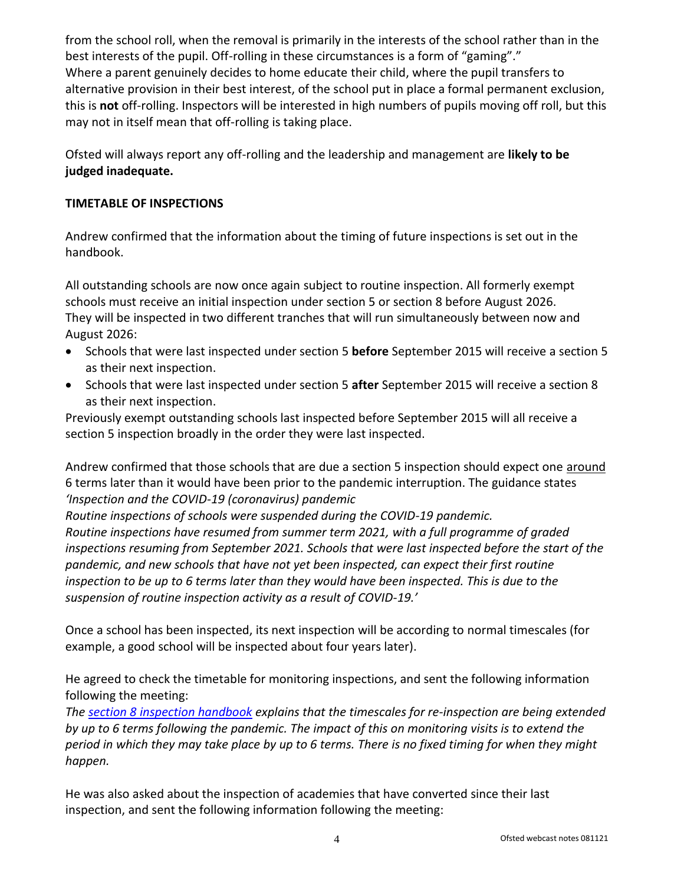from the school roll, when the removal is primarily in the interests of the school rather than in the best interests of the pupil. Off-rolling in these circumstances is a form of "gaming"."
Where a parent genuinely decides to home educate their child, where the pupil transfers to alternative provision in their best interest, of the school put in place a formal permanent exclusion, this is **not** off-rolling. Inspectors will be interested in high numbers of pupils moving off roll, but this may not in itself mean that off-rolling is taking place.

Ofsted will always report any off-rolling and the leadership and management are **likely to be judged inadequate.**

**TIMETABLE OF INSPECTIONS**

Andrew confirmed that the information about the timing of future inspections is set out in the handbook.

All outstanding schools are now once again subject to routine inspection. All formerly exempt schools must receive an initial inspection under section 5 or section 8 before August 2026. They will be inspected in two different tranches that will run simultaneously between now and August 2026:

- Schools that were last inspected under section 5 **before** September 2015 will receive a section 5 as their next inspection.
- Schools that were last inspected under section 5 **after** September 2015 will receive a section 8 as their next inspection.

Previously exempt outstanding schools last inspected before September 2015 will all receive a section 5 inspection broadly in the order they were last inspected.

Andrew confirmed that those schools that are due a section 5 inspection should expect one <u>around</u> 6 terms later than it would have been prior to the pandemic interruption. The guidance states *'Inspection and the COVID-19 (coronavirus) pandemic*
*Routine inspections of schools were suspended during the COVID-19 pandemic.*
*Routine inspections have resumed from summer term 2021, with a full programme of graded inspections resuming from September 2021. Schools that were last inspected before the start of the pandemic, and new schools that have not yet been inspected, can expect their first routine inspection to be up to 6 terms later than they would have been inspected. This is due to the suspension of routine inspection activity as a result of COVID-19.'*

Once a school has been inspected, its next inspection will be according to normal timescales (for example, a good school will be inspected about four years later).

He agreed to check the timetable for monitoring inspections, and sent the following information following the meeting:
*The section 8 inspection handbook explains that the timescales for re-inspection are being extended by up to 6 terms following the pandemic. The impact of this on monitoring visits is to extend the period in which they may take place by up to 6 terms. There is no fixed timing for when they might happen.*

He was also asked about the inspection of academies that have converted since their last inspection, and sent the following information following the meeting: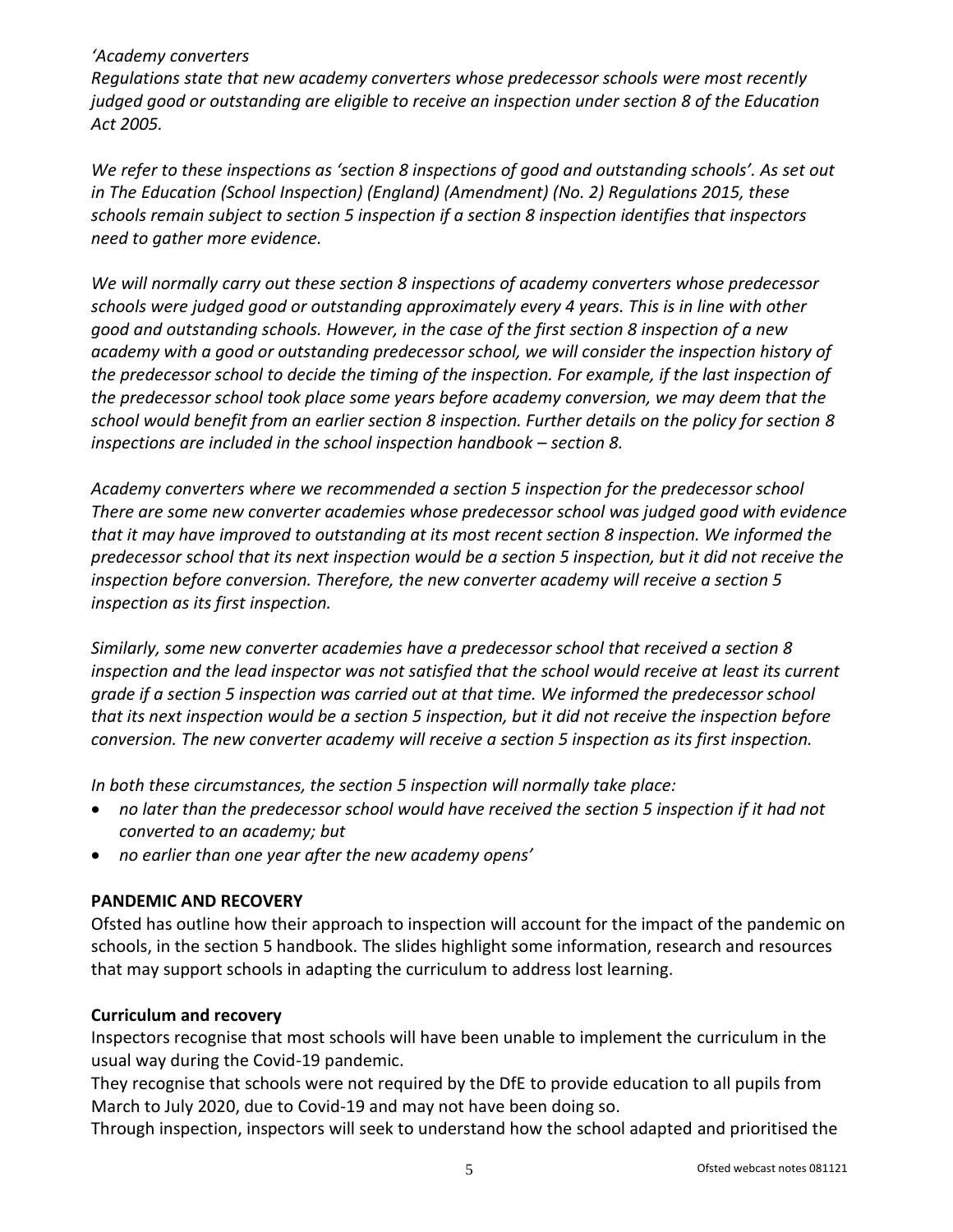*'Academy converters*
*Regulations state that new academy converters whose predecessor schools were most recently judged good or outstanding are eligible to receive an inspection under section 8 of the Education Act 2005.*

*We refer to these inspections as 'section 8 inspections of good and outstanding schools'. As set out in The Education (School Inspection) (England) (Amendment) (No. 2) Regulations 2015, these schools remain subject to section 5 inspection if a section 8 inspection identifies that inspectors need to gather more evidence.*

*We will normally carry out these section 8 inspections of academy converters whose predecessor schools were judged good or outstanding approximately every 4 years. This is in line with other good and outstanding schools. However, in the case of the first section 8 inspection of a new academy with a good or outstanding predecessor school, we will consider the inspection history of the predecessor school to decide the timing of the inspection. For example, if the last inspection of the predecessor school took place some years before academy conversion, we may deem that the school would benefit from an earlier section 8 inspection. Further details on the policy for section 8 inspections are included in the school inspection handbook – section 8.*

*Academy converters where we recommended a section 5 inspection for the predecessor school*
*There are some new converter academies whose predecessor school was judged good with evidence that it may have improved to outstanding at its most recent section 8 inspection. We informed the predecessor school that its next inspection would be a section 5 inspection, but it did not receive the inspection before conversion. Therefore, the new converter academy will receive a section 5 inspection as its first inspection.*

*Similarly, some new converter academies have a predecessor school that received a section 8 inspection and the lead inspector was not satisfied that the school would receive at least its current grade if a section 5 inspection was carried out at that time. We informed the predecessor school that its next inspection would be a section 5 inspection, but it did not receive the inspection before conversion. The new converter academy will receive a section 5 inspection as its first inspection.*

*In both these circumstances, the section 5 inspection will normally take place:*

- *no later than the predecessor school would have received the section 5 inspection if it had not converted to an academy; but*
- *no earlier than one year after the new academy opens'*

## PANDEMIC AND RECOVERY

Ofsted has outline how their approach to inspection will account for the impact of the pandemic on schools, in the section 5 handbook. The slides highlight some information, research and resources that may support schools in adapting the curriculum to address lost learning.

### Curriculum and recovery

Inspectors recognise that most schools will have been unable to implement the curriculum in the usual way during the Covid-19 pandemic.

They recognise that schools were not required by the DfE to provide education to all pupils from March to July 2020, due to Covid-19 and may not have been doing so.

Through inspection, inspectors will seek to understand how the school adapted and prioritised the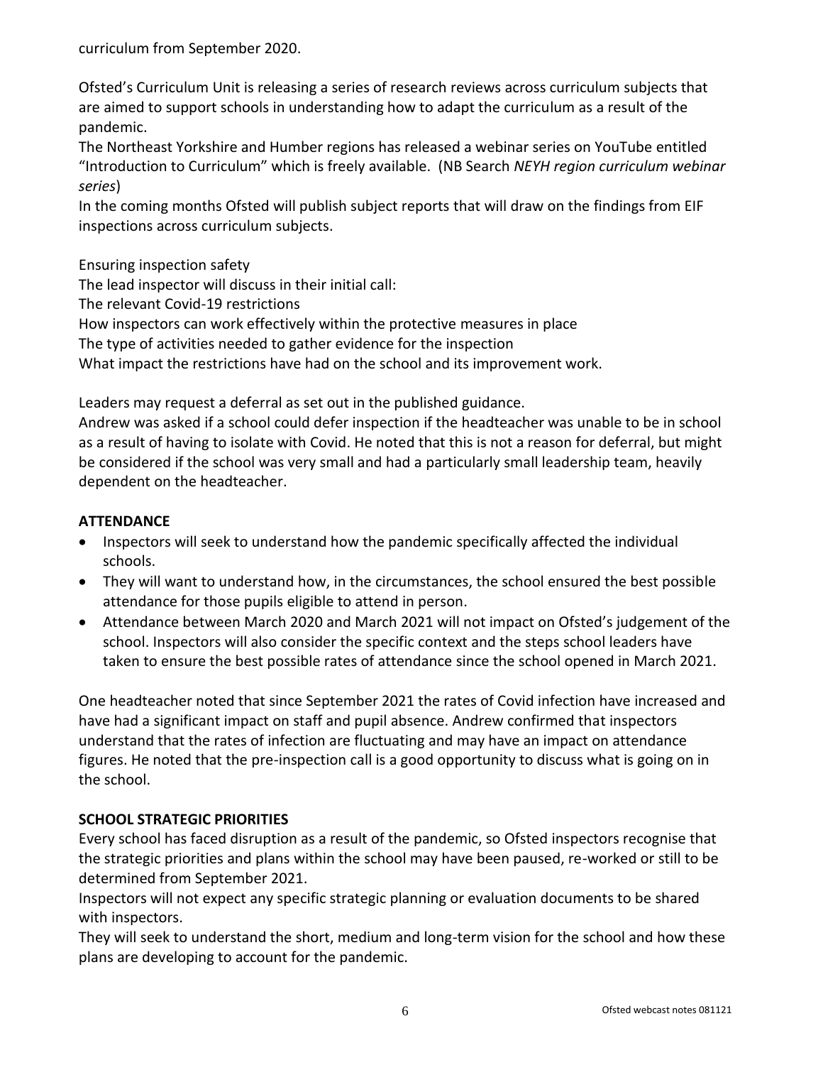curriculum from September 2020.

Ofsted's Curriculum Unit is releasing a series of research reviews across curriculum subjects that are aimed to support schools in understanding how to adapt the curriculum as a result of the pandemic.

The Northeast Yorkshire and Humber regions has released a webinar series on YouTube entitled "Introduction to Curriculum" which is freely available. (NB Search *NEYH region curriculum webinar series*)

In the coming months Ofsted will publish subject reports that will draw on the findings from EIF inspections across curriculum subjects.

Ensuring inspection safety

The lead inspector will discuss in their initial call:

The relevant Covid-19 restrictions

How inspectors can work effectively within the protective measures in place

The type of activities needed to gather evidence for the inspection

What impact the restrictions have had on the school and its improvement work.

Leaders may request a deferral as set out in the published guidance.

Andrew was asked if a school could defer inspection if the headteacher was unable to be in school as a result of having to isolate with Covid. He noted that this is not a reason for deferral, but might be considered if the school was very small and had a particularly small leadership team, heavily dependent on the headteacher.

## ATTENDANCE

- Inspectors will seek to understand how the pandemic specifically affected the individual schools.
- They will want to understand how, in the circumstances, the school ensured the best possible attendance for those pupils eligible to attend in person.
- Attendance between March 2020 and March 2021 will not impact on Ofsted's judgement of the school. Inspectors will also consider the specific context and the steps school leaders have taken to ensure the best possible rates of attendance since the school opened in March 2021.

One headteacher noted that since September 2021 the rates of Covid infection have increased and have had a significant impact on staff and pupil absence. Andrew confirmed that inspectors understand that the rates of infection are fluctuating and may have an impact on attendance figures. He noted that the pre-inspection call is a good opportunity to discuss what is going on in the school.

## SCHOOL STRATEGIC PRIORITIES

Every school has faced disruption as a result of the pandemic, so Ofsted inspectors recognise that the strategic priorities and plans within the school may have been paused, re-worked or still to be determined from September 2021.

Inspectors will not expect any specific strategic planning or evaluation documents to be shared with inspectors.

They will seek to understand the short, medium and long-term vision for the school and how these plans are developing to account for the pandemic.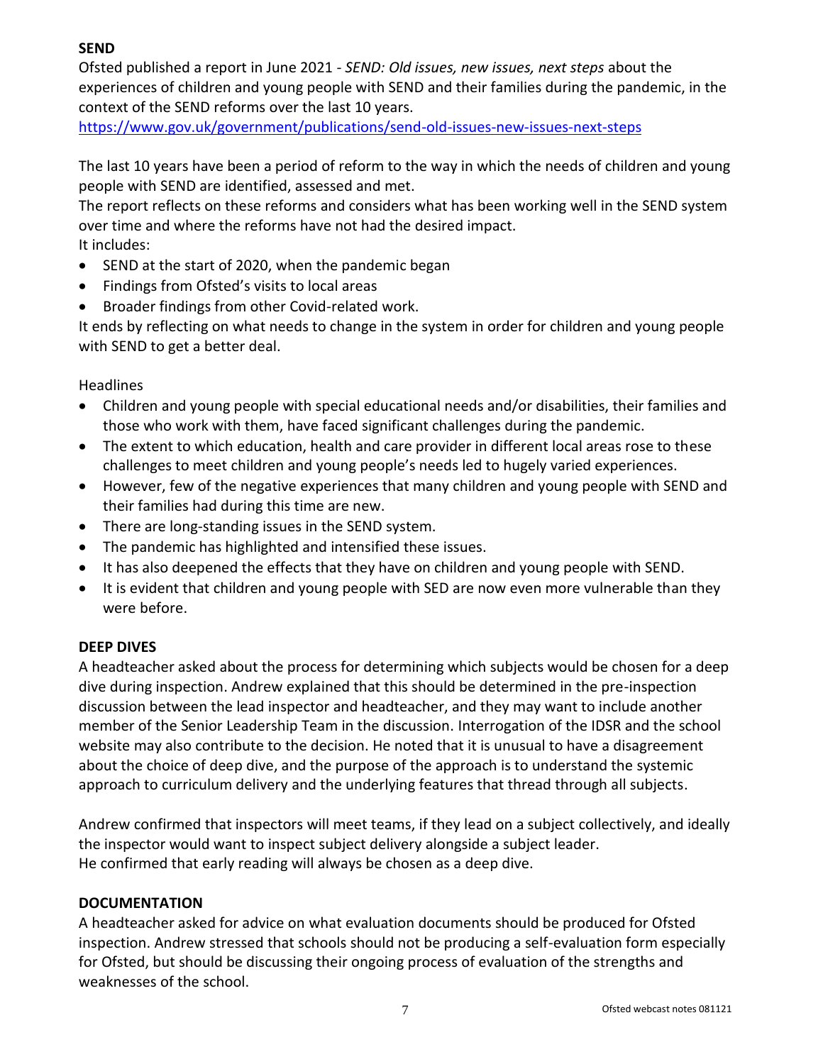## SEND

Ofsted published a report in June 2021 - *SEND: Old issues, new issues, next steps* about the experiences of children and young people with SEND and their families during the pandemic, in the context of the SEND reforms over the last 10 years.

https://www.gov.uk/government/publications/send-old-issues-new-issues-next-steps

The last 10 years have been a period of reform to the way in which the needs of children and young people with SEND are identified, assessed and met.

The report reflects on these reforms and considers what has been working well in the SEND system over time and where the reforms have not had the desired impact.

It includes:

- SEND at the start of 2020, when the pandemic began
- Findings from Ofsted's visits to local areas
- Broader findings from other Covid-related work.

It ends by reflecting on what needs to change in the system in order for children and young people with SEND to get a better deal.

Headlines

- Children and young people with special educational needs and/or disabilities, their families and those who work with them, have faced significant challenges during the pandemic.
- The extent to which education, health and care provider in different local areas rose to these challenges to meet children and young people's needs led to hugely varied experiences.
- However, few of the negative experiences that many children and young people with SEND and their families had during this time are new.
- There are long-standing issues in the SEND system.
- The pandemic has highlighted and intensified these issues.
- It has also deepened the effects that they have on children and young people with SEND.
- It is evident that children and young people with SED are now even more vulnerable than they were before.

## DEEP DIVES

A headteacher asked about the process for determining which subjects would be chosen for a deep dive during inspection. Andrew explained that this should be determined in the pre-inspection discussion between the lead inspector and headteacher, and they may want to include another member of the Senior Leadership Team in the discussion. Interrogation of the IDSR and the school website may also contribute to the decision. He noted that it is unusual to have a disagreement about the choice of deep dive, and the purpose of the approach is to understand the systemic approach to curriculum delivery and the underlying features that thread through all subjects.

Andrew confirmed that inspectors will meet teams, if they lead on a subject collectively, and ideally the inspector would want to inspect subject delivery alongside a subject leader.

He confirmed that early reading will always be chosen as a deep dive.

## DOCUMENTATION

A headteacher asked for advice on what evaluation documents should be produced for Ofsted inspection. Andrew stressed that schools should not be producing a self-evaluation form especially for Ofsted, but should be discussing their ongoing process of evaluation of the strengths and weaknesses of the school.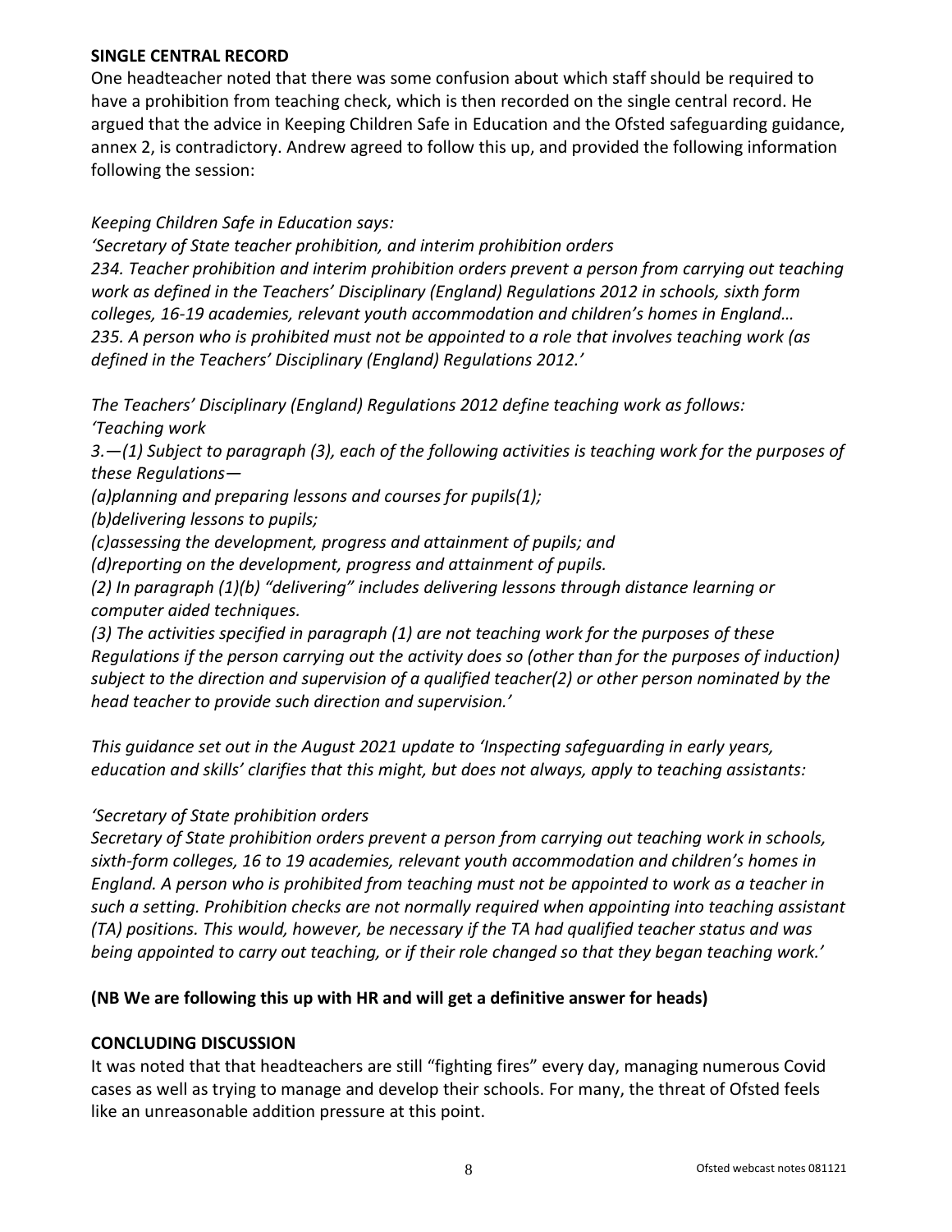**SINGLE CENTRAL RECORD**

One headteacher noted that there was some confusion about which staff should be required to have a prohibition from teaching check, which is then recorded on the single central record. He argued that the advice in Keeping Children Safe in Education and the Ofsted safeguarding guidance, annex 2, is contradictory. Andrew agreed to follow this up, and provided the following information following the session:

*Keeping Children Safe in Education says:*

*'Secretary of State teacher prohibition, and interim prohibition orders*

*234. Teacher prohibition and interim prohibition orders prevent a person from carrying out teaching work as defined in the Teachers' Disciplinary (England) Regulations 2012 in schools, sixth form colleges, 16-19 academies, relevant youth accommodation and children's homes in England…*

*235. A person who is prohibited must not be appointed to a role that involves teaching work (as defined in the Teachers' Disciplinary (England) Regulations 2012.'*

*The Teachers' Disciplinary (England) Regulations 2012 define teaching work as follows:*

*'Teaching work*

*3.—(1) Subject to paragraph (3), each of the following activities is teaching work for the purposes of these Regulations—*

*(a)planning and preparing lessons and courses for pupils(1);*

*(b)delivering lessons to pupils;*

*(c)assessing the development, progress and attainment of pupils; and*

*(d)reporting on the development, progress and attainment of pupils.*

*(2) In paragraph (1)(b) "delivering" includes delivering lessons through distance learning or computer aided techniques.*

*(3) The activities specified in paragraph (1) are not teaching work for the purposes of these Regulations if the person carrying out the activity does so (other than for the purposes of induction) subject to the direction and supervision of a qualified teacher(2) or other person nominated by the head teacher to provide such direction and supervision.'*

*This guidance set out in the August 2021 update to 'Inspecting safeguarding in early years, education and skills' clarifies that this might, but does not always, apply to teaching assistants:*

*'Secretary of State prohibition orders*

*Secretary of State prohibition orders prevent a person from carrying out teaching work in schools, sixth-form colleges, 16 to 19 academies, relevant youth accommodation and children's homes in England. A person who is prohibited from teaching must not be appointed to work as a teacher in such a setting. Prohibition checks are not normally required when appointing into teaching assistant (TA) positions. This would, however, be necessary if the TA had qualified teacher status and was being appointed to carry out teaching, or if their role changed so that they began teaching work.'*

**(NB We are following this up with HR and will get a definitive answer for heads)**

**CONCLUDING DISCUSSION**

It was noted that that headteachers are still "fighting fires" every day, managing numerous Covid cases as well as trying to manage and develop their schools. For many, the threat of Ofsted feels like an unreasonable addition pressure at this point.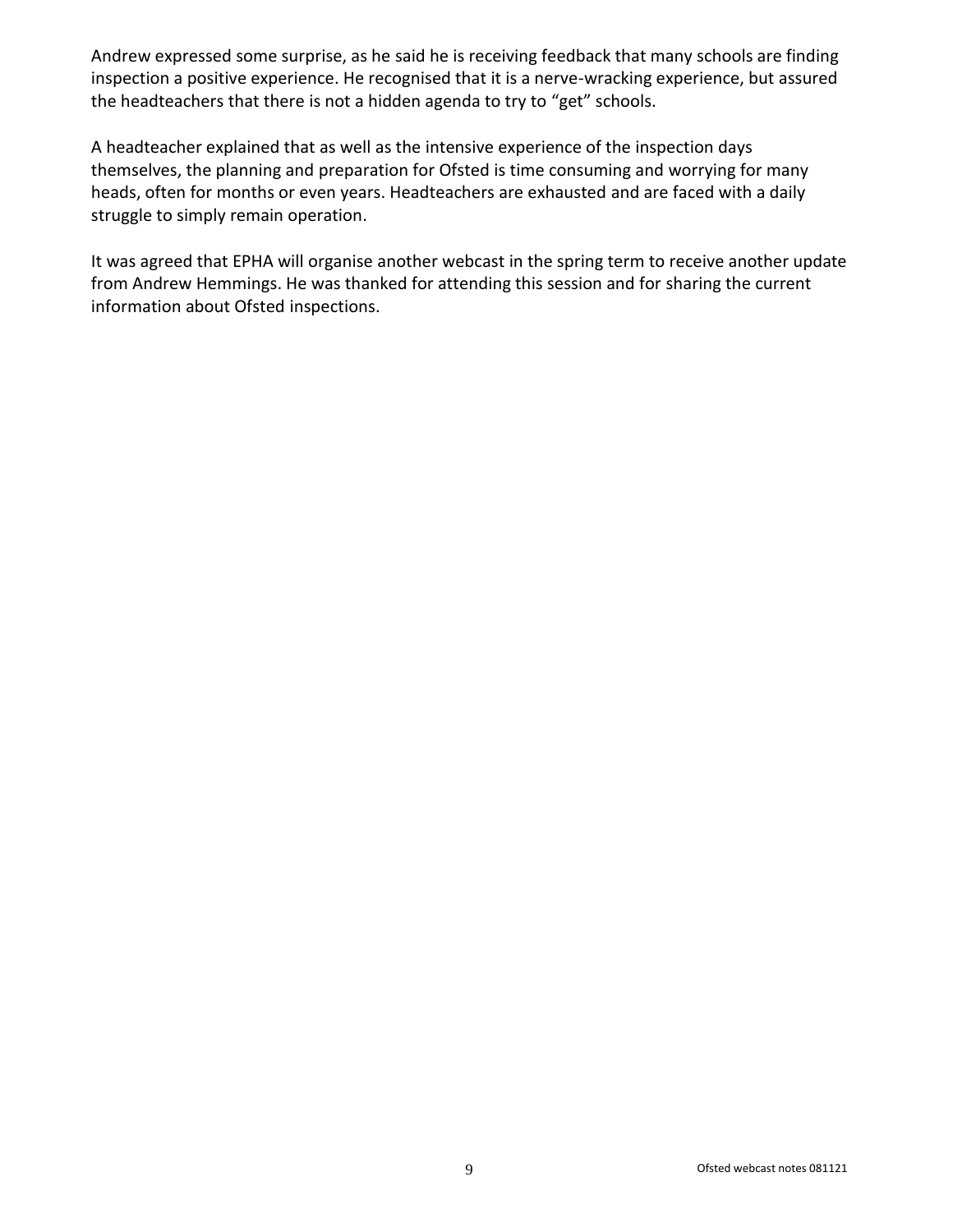Andrew expressed some surprise, as he said he is receiving feedback that many schools are finding inspection a positive experience. He recognised that it is a nerve-wracking experience, but assured the headteachers that there is not a hidden agenda to try to "get" schools.

A headteacher explained that as well as the intensive experience of the inspection days themselves, the planning and preparation for Ofsted is time consuming and worrying for many heads, often for months or even years. Headteachers are exhausted and are faced with a daily struggle to simply remain operation.

It was agreed that EPHA will organise another webcast in the spring term to receive another update from Andrew Hemmings. He was thanked for attending this session and for sharing the current information about Ofsted inspections.